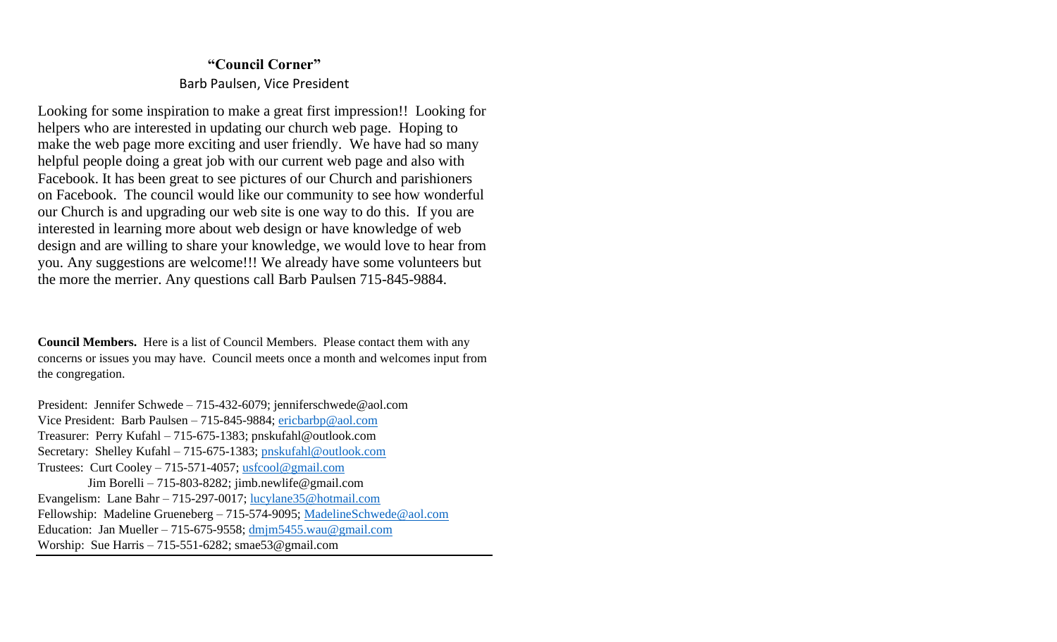## "Council Corner"

Barb Paulsen, Vice President

Looking for some inspiration to make a great first impression!! Looking for helpers who are interested in updating our church web page. Hoping to make the web page more exciting and user friendly. We have had so many helpful people doing a great job with our current web page and also with Facebook. It has been great to see pictures of our Church and parishioners on Facebook. The council would like our community to see how wonderful our Church is and upgrading our web site is one way to do this. If you are interested in learning more about web design or have knowledge of web design and are willing to share your knowledge, we would love to hear from you. Any suggestions are welcome!!! We already have some volunteers but the more the merrier. Any questions call Barb Paulsen 715-845-9884.

**Council Members.** Here is a list of Council Members. Please contact them with any concerns or issues you may have. Council meets once a month and welcomes input from the congregation.

President: Jennifer Schwede – 715-432-6079; jenniferschwede@aol.com
Vice President: Barb Paulsen – 715-845-9884; ericbarbp@aol.com
Treasurer: Perry Kufahl – 715-675-1383; pnskufahl@outlook.com
Secretary: Shelley Kufahl – 715-675-1383; pnskufahl@outlook.com
Trustees: Curt Cooley – 715-571-4057; usfcool@gmail.com
Jim Borelli – 715-803-8282; jimb.newlife@gmail.com
Evangelism: Lane Bahr – 715-297-0017; lucylane35@hotmail.com
Fellowship: Madeline Grueneberg – 715-574-9095; MadelineSchwede@aol.com
Education: Jan Mueller – 715-675-9558; dmjm5455.wau@gmail.com
Worship: Sue Harris – 715-551-6282; smae53@gmail.com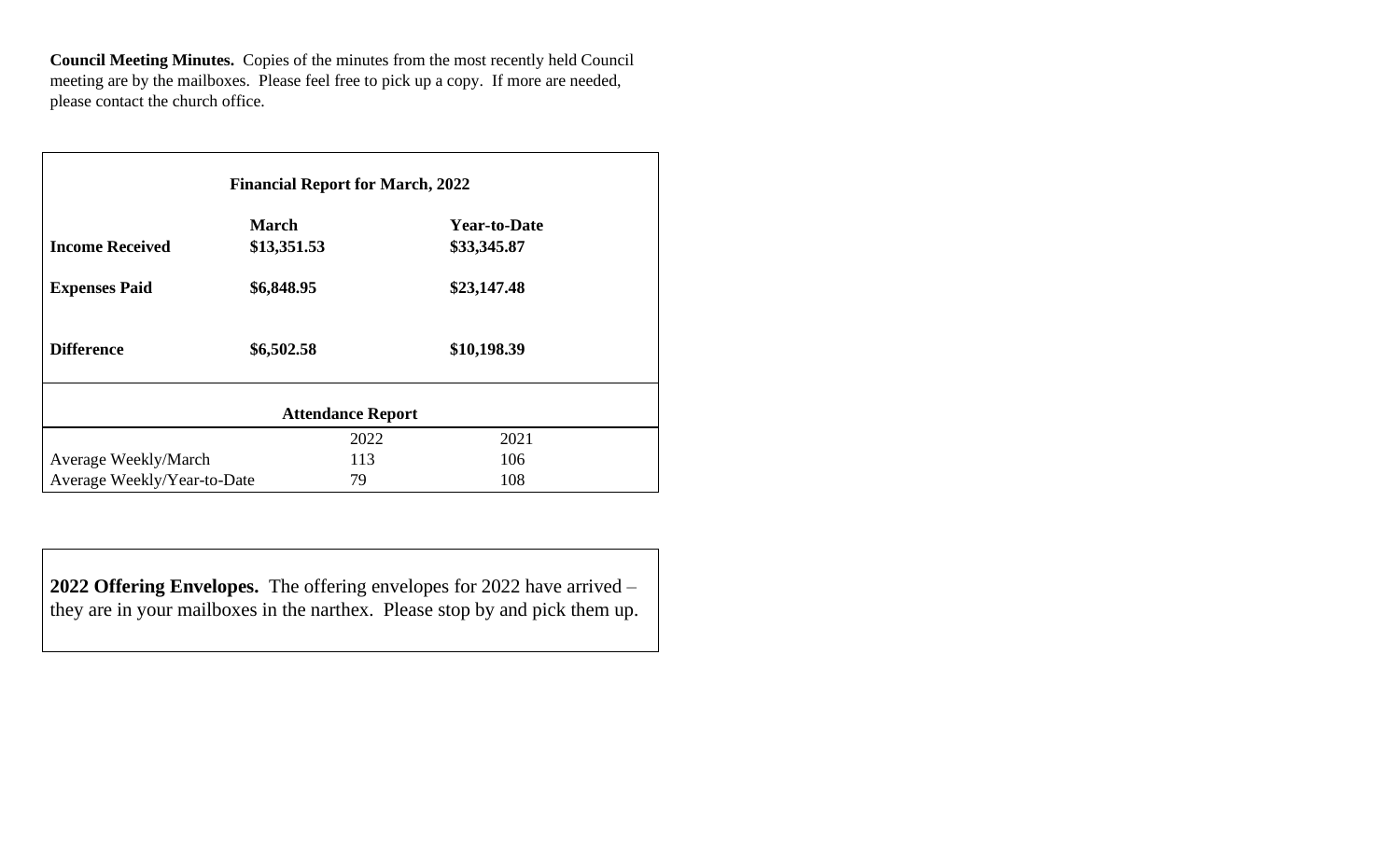**Council Meeting Minutes.** Copies of the minutes from the most recently held Council meeting are by the mailboxes. Please feel free to pick up a copy. If more are needed, please contact the church office.

**Financial Report for March, 2022**

| | **March** | **Year-to-Date** |
|---|---|---|
| **Income Received** | **$13,351.53** | **$33,345.87** |
| **Expenses Paid** | **$6,848.95** | **$23,147.48** |
| **Difference** | **$6,502.58** | **$10,198.39** |

**Attendance Report**

| | 2022 | 2021 |
|---|---|---|
| Average Weekly/March | 113 | 106 |
| Average Weekly/Year-to-Date | 79 | 108 |

**2022 Offering Envelopes.** The offering envelopes for 2022 have arrived – they are in your mailboxes in the narthex. Please stop by and pick them up.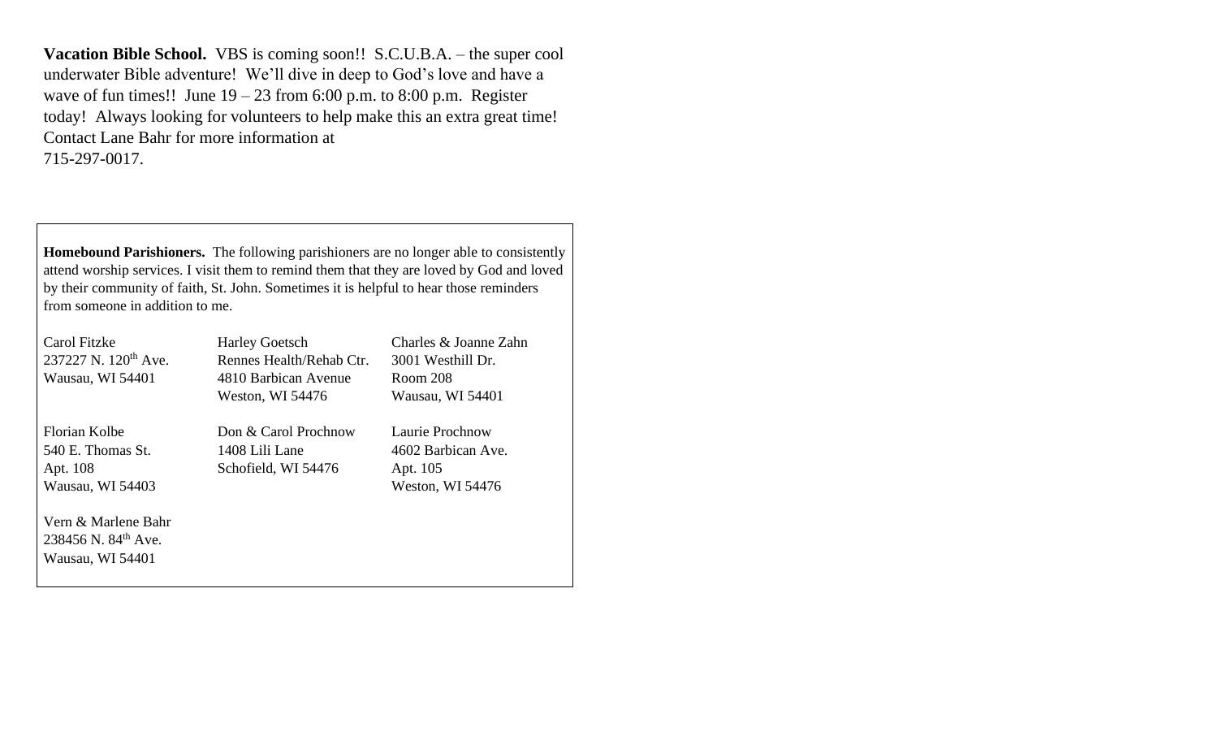**Vacation Bible School.** VBS is coming soon!! S.C.U.B.A. – the super cool underwater Bible adventure! We'll dive in deep to God's love and have a wave of fun times!! June 19 – 23 from 6:00 p.m. to 8:00 p.m. Register today! Always looking for volunteers to help make this an extra great time! Contact Lane Bahr for more information at 715-297-0017.

**Homebound Parishioners.** The following parishioners are no longer able to consistently attend worship services. I visit them to remind them that they are loved by God and loved by their community of faith, St. John. Sometimes it is helpful to hear those reminders from someone in addition to me.

Carol Fitzke
237227 N. 120th Ave.
Wausau, WI 54401

Harley Goetsch
Rennes Health/Rehab Ctr.
4810 Barbican Avenue
Weston, WI 54476

Charles & Joanne Zahn
3001 Westhill Dr.
Room 208
Wausau, WI 54401

Florian Kolbe
540 E. Thomas St.
Apt. 108
Wausau, WI 54403

Don & Carol Prochnow
1408 Lili Lane
Schofield, WI 54476

Laurie Prochnow
4602 Barbican Ave.
Apt. 105
Weston, WI 54476

Vern & Marlene Bahr
238456 N. 84th Ave.
Wausau, WI 54401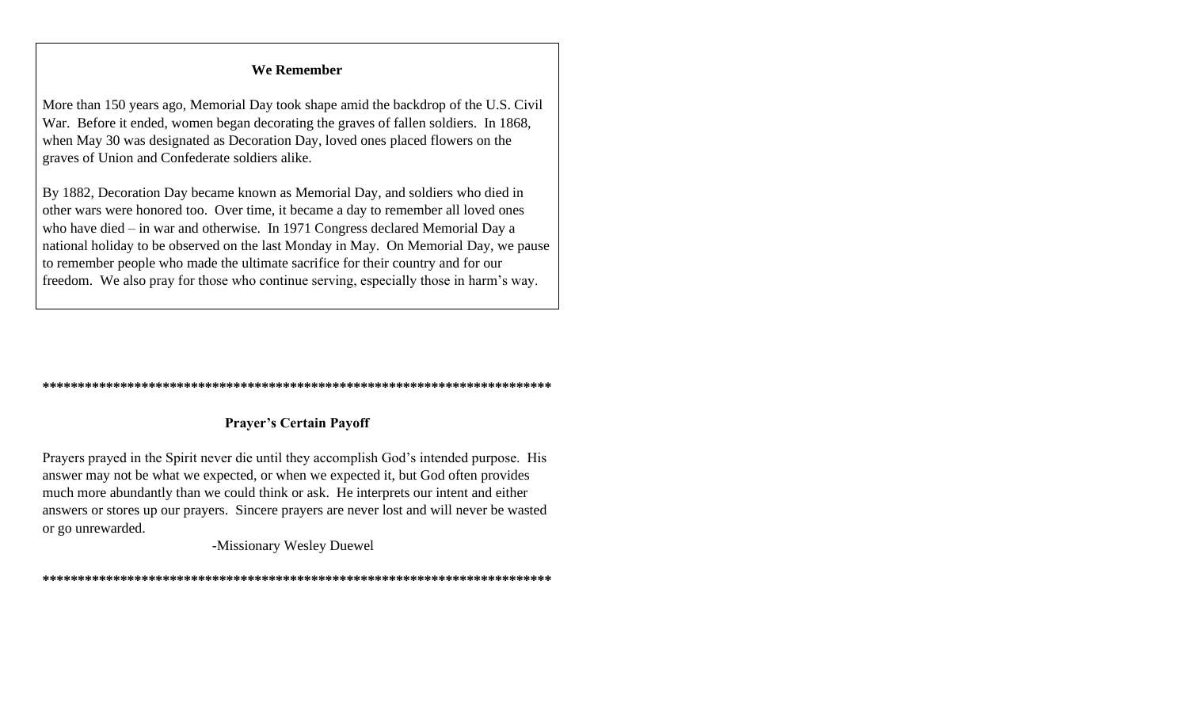**We Remember**

More than 150 years ago, Memorial Day took shape amid the backdrop of the U.S. Civil War. Before it ended, women began decorating the graves of fallen soldiers. In 1868, when May 30 was designated as Decoration Day, loved ones placed flowers on the graves of Union and Confederate soldiers alike.

By 1882, Decoration Day became known as Memorial Day, and soldiers who died in other wars were honored too. Over time, it became a day to remember all loved ones who have died – in war and otherwise. In 1971 Congress declared Memorial Day a national holiday to be observed on the last Monday in May. On Memorial Day, we pause to remember people who made the ultimate sacrifice for their country and for our freedom. We also pray for those who continue serving, especially those in harm's way.

**************************************************************************

**Prayer's Certain Payoff**

Prayers prayed in the Spirit never die until they accomplish God's intended purpose. His answer may not be what we expected, or when we expected it, but God often provides much more abundantly than we could think or ask. He interprets our intent and either answers or stores up our prayers. Sincere prayers are never lost and will never be wasted or go unrewarded.

-Missionary Wesley Duewel

**************************************************************************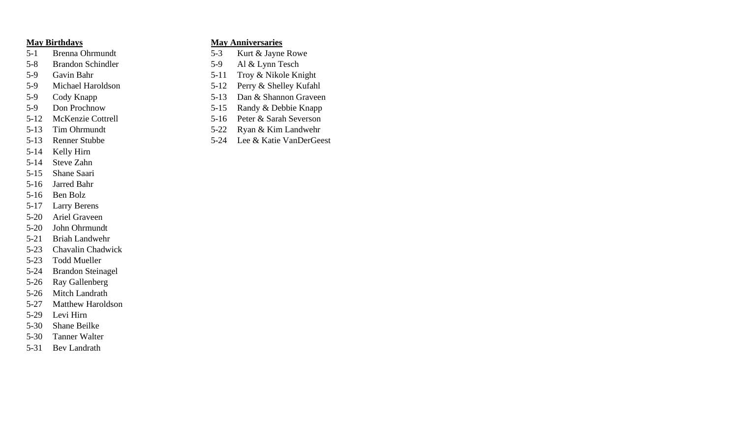**May Birthdays**

5-1 Brenna Ohrmundt
5-8 Brandon Schindler
5-9 Gavin Bahr
5-9 Michael Haroldson
5-9 Cody Knapp
5-9 Don Prochnow
5-12 McKenzie Cottrell
5-13 Tim Ohrmundt
5-13 Renner Stubbe
5-14 Kelly Hirn
5-14 Steve Zahn
5-15 Shane Saari
5-16 Jarred Bahr
5-16 Ben Bolz
5-17 Larry Berens
5-20 Ariel Graveen
5-20 John Ohrmundt
5-21 Briah Landwehr
5-23 Chavalin Chadwick
5-23 Todd Mueller
5-24 Brandon Steinagel
5-26 Ray Gallenberg
5-26 Mitch Landrath
5-27 Matthew Haroldson
5-29 Levi Hirn
5-30 Shane Beilke
5-30 Tanner Walter
5-31 Bev Landrath

**May Anniversaries**

5-3 Kurt & Jayne Rowe
5-9 Al & Lynn Tesch
5-11 Troy & Nikole Knight
5-12 Perry & Shelley Kufahl
5-13 Dan & Shannon Graveen
5-15 Randy & Debbie Knapp
5-16 Peter & Sarah Severson
5-22 Ryan & Kim Landwehr
5-24 Lee & Katie VanDerGeest